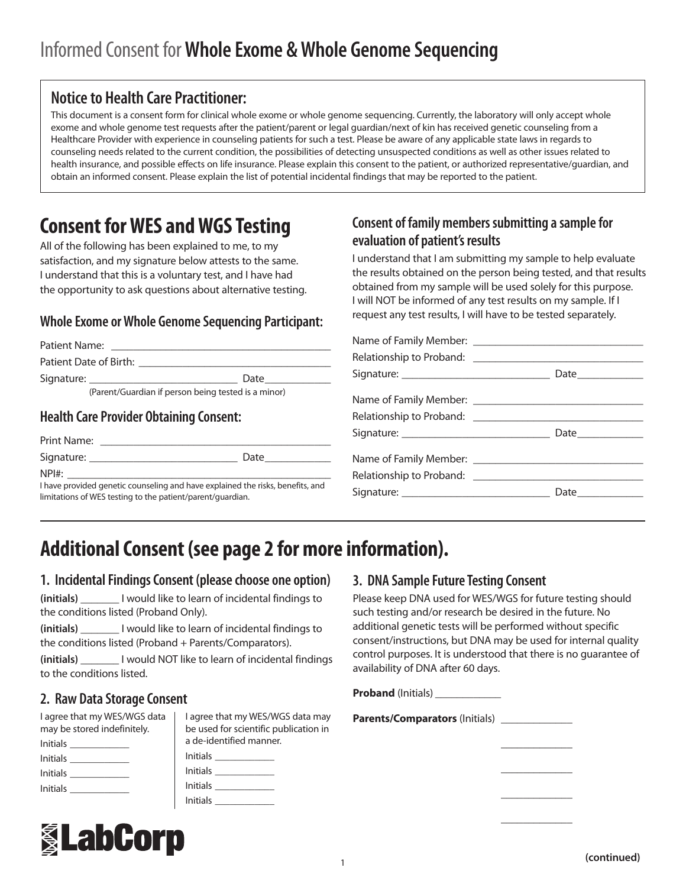# Informed Consent for **Whole Exome & Whole Genome Sequencing**

## Notice to Health Care Practitioner:

This document is a consent form for clinical whole exome or whole genome sequencing. Currently, the laboratory will only accept whole exome and whole genome test requests after the patient/parent or legal guardian/next of kin has received genetic counseling from a Healthcare Provider with experience in counseling patients for such a test. Please be aware of any applicable state laws in regards to counseling needs related to the current condition, the possibilities of detecting unsuspected conditions as well as other issues related to health insurance, and possible effects on life insurance. Please explain this consent to the patient, or authorized representative/guardian, and obtain an informed consent. Please explain the list of potential incidental findings that may be reported to the patient.

## Consent for WES and WGS Testing

All of the following has been explained to me, to my satisfaction, and my signature below attests to the same. I understand that this is a voluntary test, and I have had the opportunity to ask questions about alternative testing.

### Whole Exome or Whole Genome Sequencing Participant:

Patient Name: ________________________________________

Patient Date of Birth: ____________________________________

Signature: ___________________________ Date____________

(Parent/Guardian if person being tested is a minor)

### Health Care Provider Obtaining Consent:

Print Name: __________________________________________

Signature: ___________________________ Date____________

NPI#: _______________________________________________

I have provided genetic counseling and have explained the risks, benefits, and limitations of WES testing to the patient/parent/guardian.

### Consent of family members submitting a sample for evaluation of patient's results

I understand that I am submitting my sample to help evaluate the results obtained on the person being tested, and that results obtained from my sample will be used solely for this purpose. I will NOT be informed of any test results on my sample. If I request any test results, I will have to be tested separately.

Name of Family Member: ______________________________

Relationship to Proband: ______________________________

Signature: ___________________________ Date____________

Name of Family Member: ______________________________

Relationship to Proband: ______________________________

Signature: ___________________________ Date____________

Name of Family Member: ______________________________

Relationship to Proband: ______________________________

Signature: ___________________________ Date____________

## Additional Consent (see page 2 for more information).

### 1. Incidental Findings Consent (please choose one option)

**(initials)** _______ I would like to learn of incidental findings to the conditions listed (Proband Only).

**(initials)** _______ I would like to learn of incidental findings to the conditions listed (Proband + Parents/Comparators).

**(initials)** _______ I would NOT like to learn of incidental findings to the conditions listed.

### 2. Raw Data Storage Consent

I agree that my WES/WGS data may be stored indefinitely.

Initials ____________

Initials ____________

Initials ____________

Initials ____________

I agree that my WES/WGS data may be used for scientific publication in a de-identified manner.

Initials ____________

Initials ____________

Initials ____________

Initials ____________

### 3. DNA Sample Future Testing Consent

Please keep DNA used for WES/WGS for future testing should such testing and/or research be desired in the future. No additional genetic tests will be performed without specific consent/instructions, but DNA may be used for internal quality control purposes. It is understood that there is no guarantee of availability of DNA after 60 days.

**Proband** (Initials) ____________

**Parents/Comparators** (Initials) ____________

____________

____________

____________

____________

LabCorp

**(continued)**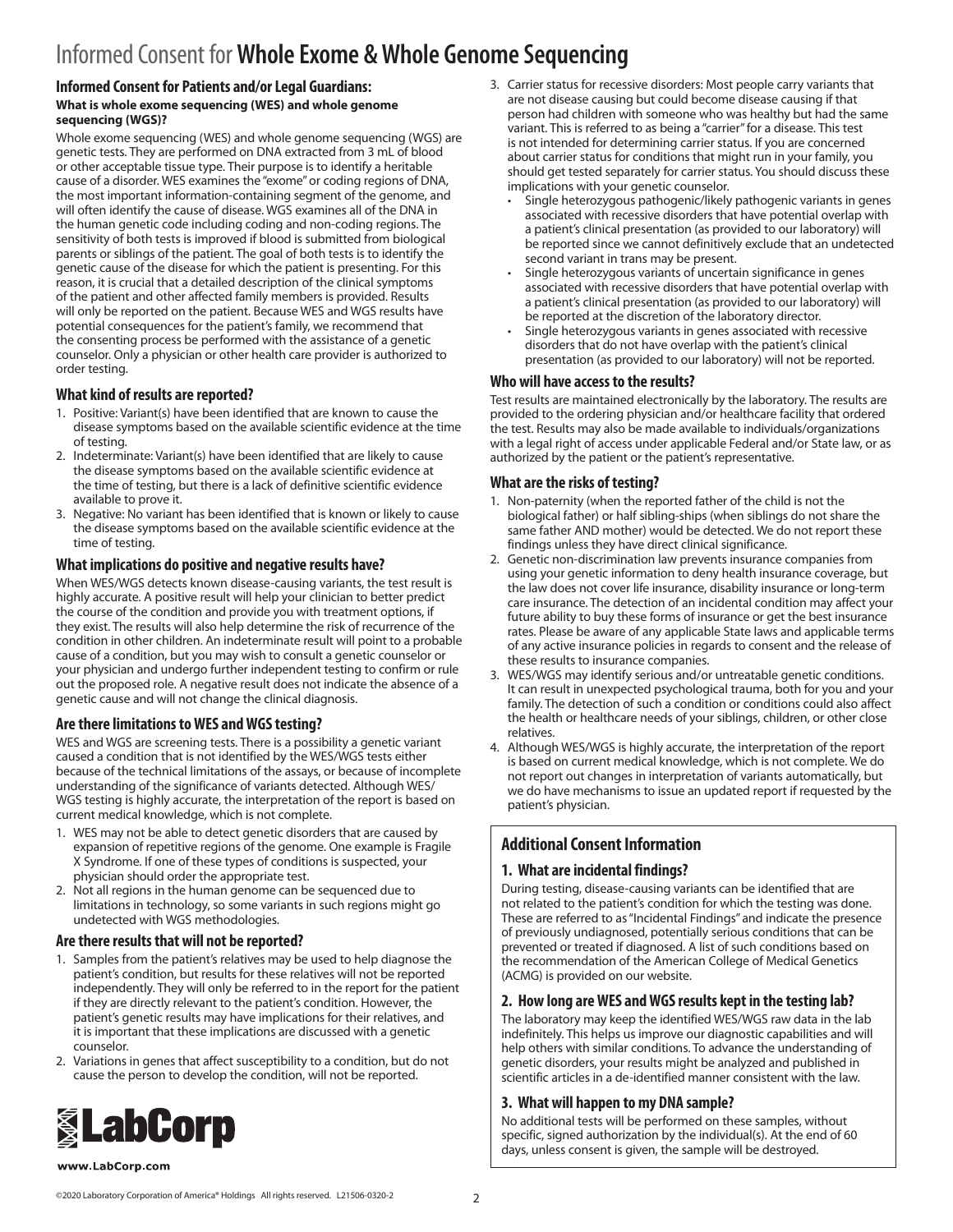# Informed Consent for **Whole Exome & Whole Genome Sequencing**

## Informed Consent for Patients and/or Legal Guardians:

**What is whole exome sequencing (WES) and whole genome sequencing (WGS)?**

Whole exome sequencing (WES) and whole genome sequencing (WGS) are genetic tests. They are performed on DNA extracted from 3 mL of blood or other acceptable tissue type. Their purpose is to identify a heritable cause of a disorder. WES examines the "exome" or coding regions of DNA, the most important information-containing segment of the genome, and will often identify the cause of disease. WGS examines all of the DNA in the human genetic code including coding and non-coding regions. The sensitivity of both tests is improved if blood is submitted from biological parents or siblings of the patient. The goal of both tests is to identify the genetic cause of the disease for which the patient is presenting. For this reason, it is crucial that a detailed description of the clinical symptoms of the patient and other affected family members is provided. Results will only be reported on the patient. Because WES and WGS results have potential consequences for the patient's family, we recommend that the consenting process be performed with the assistance of a genetic counselor. Only a physician or other health care provider is authorized to order testing.

### What kind of results are reported?

1. Positive: Variant(s) have been identified that are known to cause the disease symptoms based on the available scientific evidence at the time of testing.
2. Indeterminate: Variant(s) have been identified that are likely to cause the disease symptoms based on the available scientific evidence at the time of testing, but there is a lack of definitive scientific evidence available to prove it.
3. Negative: No variant has been identified that is known or likely to cause the disease symptoms based on the available scientific evidence at the time of testing.

### What implications do positive and negative results have?

When WES/WGS detects known disease-causing variants, the test result is highly accurate. A positive result will help your clinician to better predict the course of the condition and provide you with treatment options, if they exist. The results will also help determine the risk of recurrence of the condition in other children. An indeterminate result will point to a probable cause of a condition, but you may wish to consult a genetic counselor or your physician and undergo further independent testing to confirm or rule out the proposed role. A negative result does not indicate the absence of a genetic cause and will not change the clinical diagnosis.

### Are there limitations to WES and WGS testing?

WES and WGS are screening tests. There is a possibility a genetic variant caused a condition that is not identified by the WES/WGS tests either because of the technical limitations of the assays, or because of incomplete understanding of the significance of variants detected. Although WES/WGS testing is highly accurate, the interpretation of the report is based on current medical knowledge, which is not complete.

1. WES may not be able to detect genetic disorders that are caused by expansion of repetitive regions of the genome. One example is Fragile X Syndrome. If one of these types of conditions is suspected, your physician should order the appropriate test.
2. Not all regions in the human genome can be sequenced due to limitations in technology, so some variants in such regions might go undetected with WGS methodologies.

### Are there results that will not be reported?

1. Samples from the patient's relatives may be used to help diagnose the patient's condition, but results for these relatives will not be reported independently. They will only be referred to in the report for the patient if they are directly relevant to the patient's condition. However, the patient's genetic results may have implications for their relatives, and it is important that these implications are discussed with a genetic counselor.
2. Variations in genes that affect susceptibility to a condition, but do not cause the person to develop the condition, will not be reported.
3. Carrier status for recessive disorders: Most people carry variants that are not disease causing but could become disease causing if that person had children with someone who was healthy but had the same variant. This is referred to as being a "carrier" for a disease. This test is not intended for determining carrier status. If you are concerned about carrier status for conditions that might run in your family, you should get tested separately for carrier status. You should discuss these implications with your genetic counselor.
   - Single heterozygous pathogenic/likely pathogenic variants in genes associated with recessive disorders that have potential overlap with a patient's clinical presentation (as provided to our laboratory) will be reported since we cannot definitively exclude that an undetected second variant in trans may be present.
   - Single heterozygous variants of uncertain significance in genes associated with recessive disorders that have potential overlap with a patient's clinical presentation (as provided to our laboratory) will be reported at the discretion of the laboratory director.
   - Single heterozygous variants in genes associated with recessive disorders that do not have overlap with the patient's clinical presentation (as provided to our laboratory) will not be reported.

### Who will have access to the results?

Test results are maintained electronically by the laboratory. The results are provided to the ordering physician and/or healthcare facility that ordered the test. Results may also be made available to individuals/organizations with a legal right of access under applicable Federal and/or State law, or as authorized by the patient or the patient's representative.

### What are the risks of testing?

1. Non-paternity (when the reported father of the child is not the biological father) or half sibling-ships (when siblings do not share the same father AND mother) would be detected. We do not report these findings unless they have direct clinical significance.
2. Genetic non-discrimination law prevents insurance companies from using your genetic information to deny health insurance coverage, but the law does not cover life insurance, disability insurance or long-term care insurance. The detection of an incidental condition may affect your future ability to buy these forms of insurance or get the best insurance rates. Please be aware of any applicable State laws and applicable terms of any active insurance policies in regards to consent and the release of these results to insurance companies.
3. WES/WGS may identify serious and/or untreatable genetic conditions. It can result in unexpected psychological trauma, both for you and your family. The detection of such a condition or conditions could also affect the health or healthcare needs of your siblings, children, or other close relatives.
4. Although WES/WGS is highly accurate, the interpretation of the report is based on current medical knowledge, which is not complete. We do not report out changes in interpretation of variants automatically, but we do have mechanisms to issue an updated report if requested by the patient's physician.

## Additional Consent Information

### 1. What are incidental findings?

During testing, disease-causing variants can be identified that are not related to the patient's condition for which the testing was done. These are referred to as "Incidental Findings" and indicate the presence of previously undiagnosed, potentially serious conditions that can be prevented or treated if diagnosed. A list of such conditions based on the recommendation of the American College of Medical Genetics (ACMG) is provided on our website.

### 2. How long are WES and WGS results kept in the testing lab?

The laboratory may keep the identified WES/WGS raw data in the lab indefinitely. This helps us improve our diagnostic capabilities and will help others with similar conditions. To advance the understanding of genetic disorders, your results might be analyzed and published in scientific articles in a de-identified manner consistent with the law.

### 3. What will happen to my DNA sample?

No additional tests will be performed on these samples, without specific, signed authorization by the individual(s). At the end of 60 days, unless consent is given, the sample will be destroyed.

LabCorp

www.LabCorp.com

©2020 Laboratory Corporation of America® Holdings All rights reserved. L21506-0320-2